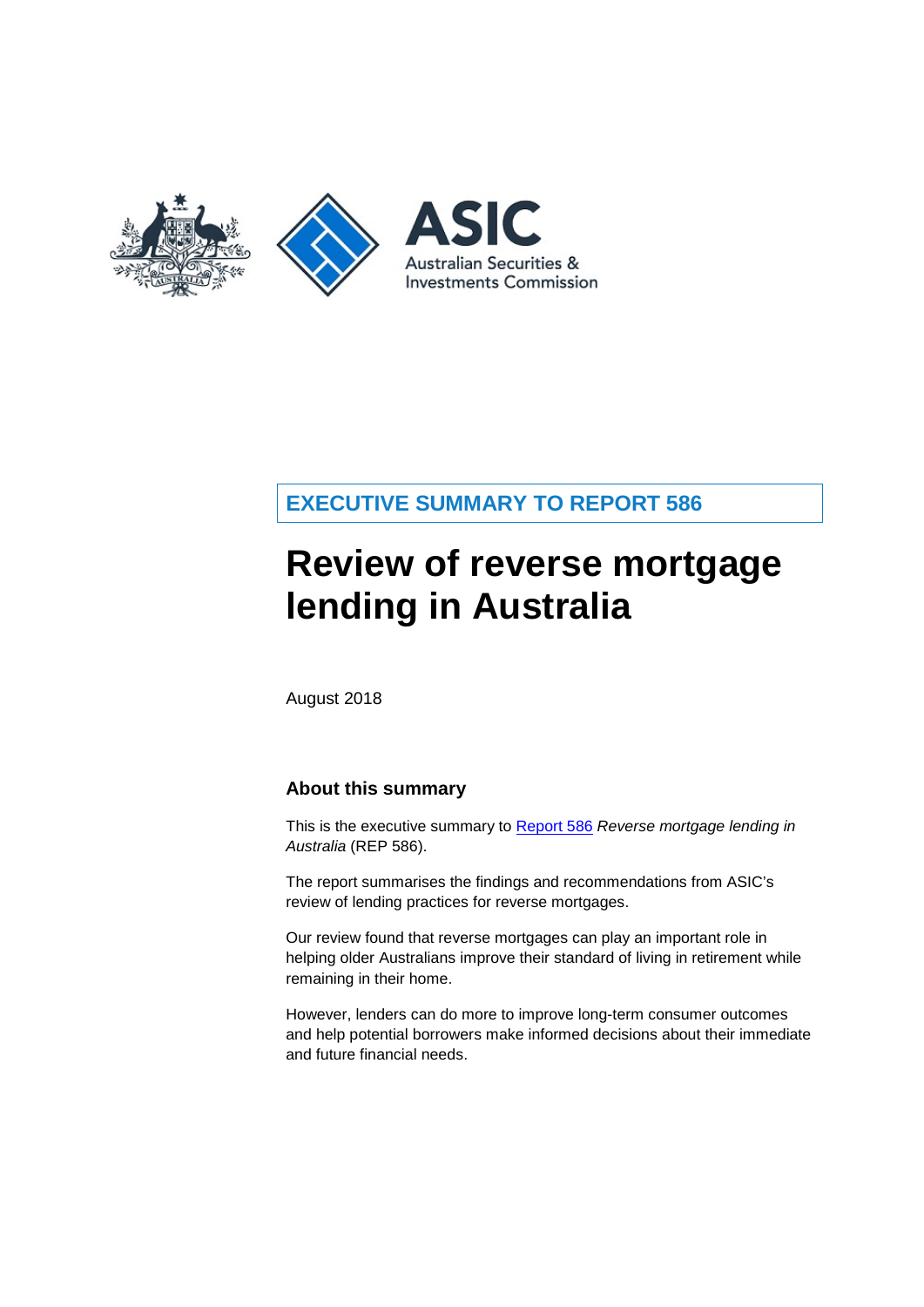EXECUTIVE SUMMARY TO REPORT 586

# Review of reverse mortgage lending in Australia

August 2018

## About this summary

This is the executive summary to Report 586 *Reverse mortgage lending in Australia* (REP 586).

The report summarises the findings and recommendations from ASIC's review of lending practices for reverse mortgages.

Our review found that reverse mortgages can play an important role in helping older Australians improve their standard of living in retirement while remaining in their home.

However, lenders can do more to improve long-term consumer outcomes and help potential borrowers make informed decisions about their immediate and future financial needs.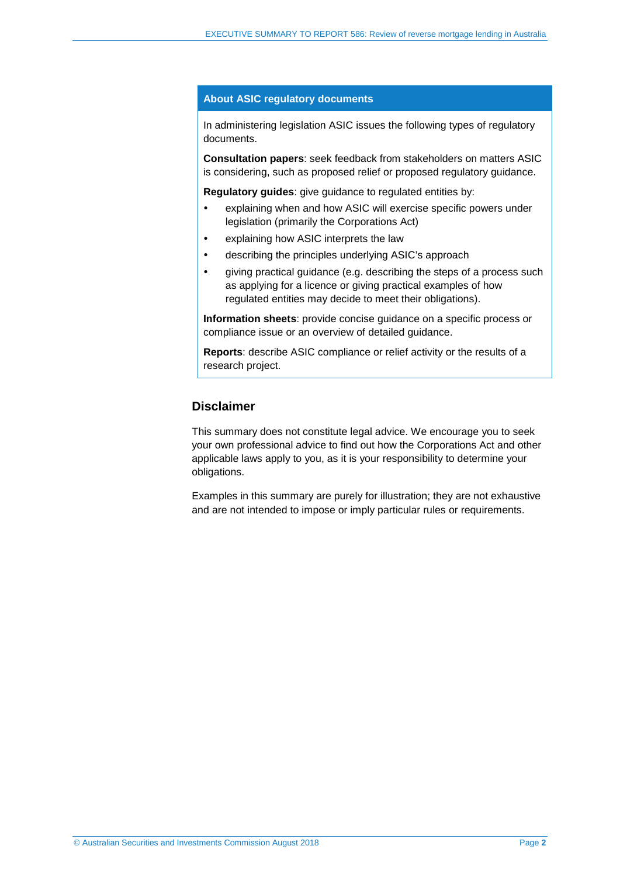## About ASIC regulatory documents

In administering legislation ASIC issues the following types of regulatory documents.

**Consultation papers**: seek feedback from stakeholders on matters ASIC is considering, such as proposed relief or proposed regulatory guidance.

**Regulatory guides**: give guidance to regulated entities by:

- explaining when and how ASIC will exercise specific powers under legislation (primarily the Corporations Act)
- explaining how ASIC interprets the law
- describing the principles underlying ASIC's approach
- giving practical guidance (e.g. describing the steps of a process such as applying for a licence or giving practical examples of how regulated entities may decide to meet their obligations).

**Information sheets**: provide concise guidance on a specific process or compliance issue or an overview of detailed guidance.

**Reports**: describe ASIC compliance or relief activity or the results of a research project.

## Disclaimer

This summary does not constitute legal advice. We encourage you to seek your own professional advice to find out how the Corporations Act and other applicable laws apply to you, as it is your responsibility to determine your obligations.

Examples in this summary are purely for illustration; they are not exhaustive and are not intended to impose or imply particular rules or requirements.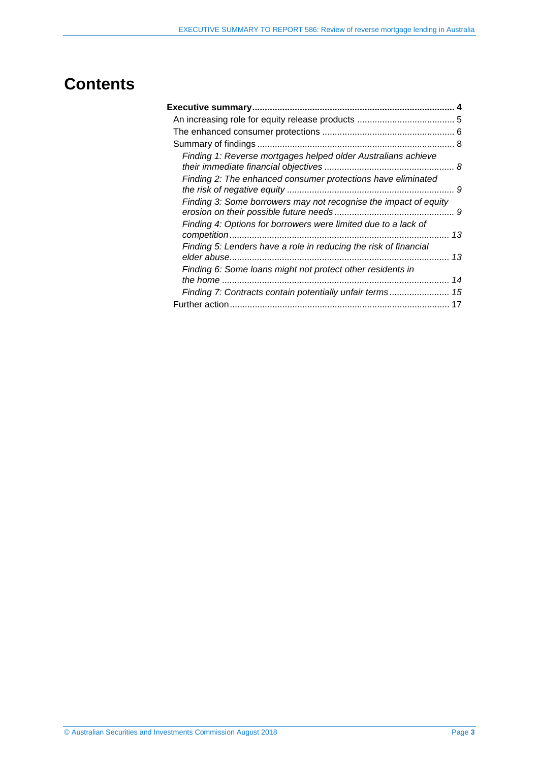# Contents

**Executive summary** .......... **4**

An increasing role for equity release products .......... 5

The enhanced consumer protections .......... 6

Summary of findings .......... 8

*Finding 1: Reverse mortgages helped older Australians achieve their immediate financial objectives .......... 8*

*Finding 2: The enhanced consumer protections have eliminated the risk of negative equity .......... 9*

*Finding 3: Some borrowers may not recognise the impact of equity erosion on their possible future needs .......... 9*

*Finding 4: Options for borrowers were limited due to a lack of competition .......... 13*

*Finding 5: Lenders have a role in reducing the risk of financial elder abuse .......... 13*

*Finding 6: Some loans might not protect other residents in the home .......... 14*

*Finding 7: Contracts contain potentially unfair terms .......... 15*

Further action .......... 17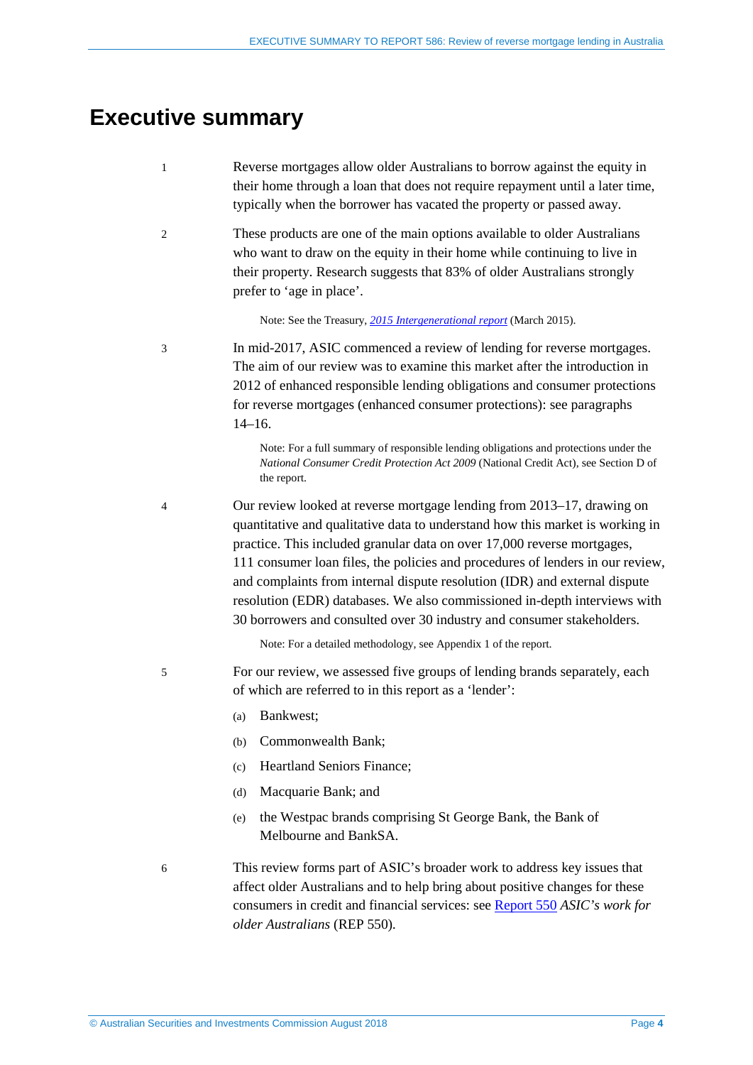# Executive summary

1 Reverse mortgages allow older Australians to borrow against the equity in their home through a loan that does not require repayment until a later time, typically when the borrower has vacated the property or passed away.

2 These products are one of the main options available to older Australians who want to draw on the equity in their home while continuing to live in their property. Research suggests that 83% of older Australians strongly prefer to 'age in place'.

> Note: See the Treasury, *2015 Intergenerational report* (March 2015).

3 In mid-2017, ASIC commenced a review of lending for reverse mortgages. The aim of our review was to examine this market after the introduction in 2012 of enhanced responsible lending obligations and consumer protections for reverse mortgages (enhanced consumer protections): see paragraphs 14–16.

> Note: For a full summary of responsible lending obligations and protections under the *National Consumer Credit Protection Act 2009* (National Credit Act), see Section D of the report.

4 Our review looked at reverse mortgage lending from 2013–17, drawing on quantitative and qualitative data to understand how this market is working in practice. This included granular data on over 17,000 reverse mortgages, 111 consumer loan files, the policies and procedures of lenders in our review, and complaints from internal dispute resolution (IDR) and external dispute resolution (EDR) databases. We also commissioned in-depth interviews with 30 borrowers and consulted over 30 industry and consumer stakeholders.

> Note: For a detailed methodology, see Appendix 1 of the report.

5 For our review, we assessed five groups of lending brands separately, each of which are referred to in this report as a 'lender':

(a) Bankwest;

(b) Commonwealth Bank;

(c) Heartland Seniors Finance;

(d) Macquarie Bank; and

(e) the Westpac brands comprising St George Bank, the Bank of Melbourne and BankSA.

6 This review forms part of ASIC's broader work to address key issues that affect older Australians and to help bring about positive changes for these consumers in credit and financial services: see Report 550 *ASIC's work for older Australians* (REP 550).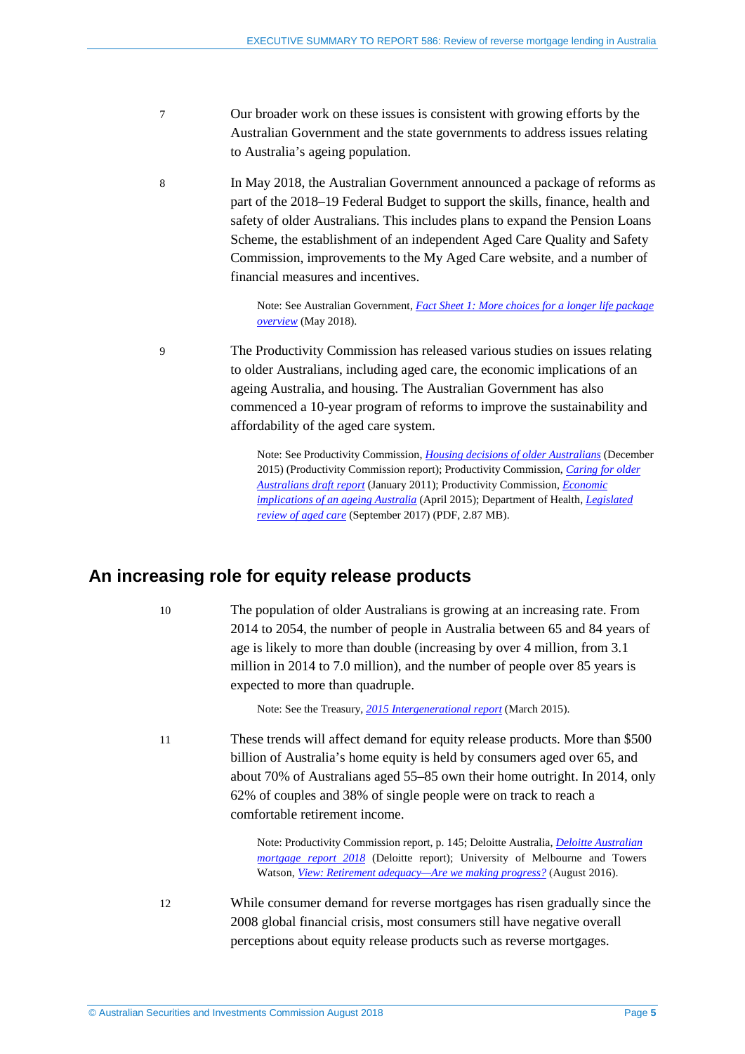7 Our broader work on these issues is consistent with growing efforts by the Australian Government and the state governments to address issues relating to Australia's ageing population.

8 In May 2018, the Australian Government announced a package of reforms as part of the 2018–19 Federal Budget to support the skills, finance, health and safety of older Australians. This includes plans to expand the Pension Loans Scheme, the establishment of an independent Aged Care Quality and Safety Commission, improvements to the My Aged Care website, and a number of financial measures and incentives.

> Note: See Australian Government, *Fact Sheet 1: More choices for a longer life package overview* (May 2018).

9 The Productivity Commission has released various studies on issues relating to older Australians, including aged care, the economic implications of an ageing Australia, and housing. The Australian Government has also commenced a 10-year program of reforms to improve the sustainability and affordability of the aged care system.

> Note: See Productivity Commission, *Housing decisions of older Australians* (December 2015) (Productivity Commission report); Productivity Commission, *Caring for older Australians draft report* (January 2011); Productivity Commission, *Economic implications of an ageing Australia* (April 2015); Department of Health, *Legislated review of aged care* (September 2017) (PDF, 2.87 MB).

## An increasing role for equity release products

10 The population of older Australians is growing at an increasing rate. From 2014 to 2054, the number of people in Australia between 65 and 84 years of age is likely to more than double (increasing by over 4 million, from 3.1 million in 2014 to 7.0 million), and the number of people over 85 years is expected to more than quadruple.

> Note: See the Treasury, *2015 Intergenerational report* (March 2015).

11 These trends will affect demand for equity release products. More than $500 billion of Australia's home equity is held by consumers aged over 65, and about 70% of Australians aged 55–85 own their home outright. In 2014, only 62% of couples and 38% of single people were on track to reach a comfortable retirement income.

> Note: Productivity Commission report, p. 145; Deloitte Australia, *Deloitte Australian mortgage report 2018* (Deloitte report); University of Melbourne and Towers Watson, *View: Retirement adequacy—Are we making progress?* (August 2016).

12 While consumer demand for reverse mortgages has risen gradually since the 2008 global financial crisis, most consumers still have negative overall perceptions about equity release products such as reverse mortgages.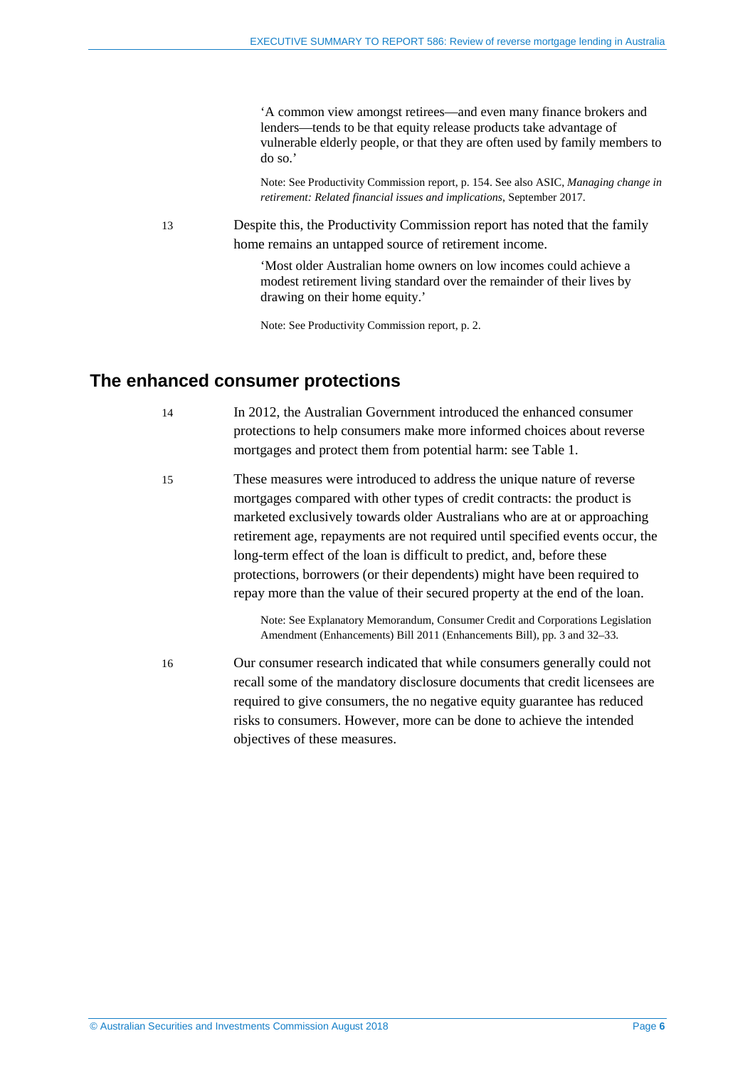> 'A common view amongst retirees—and even many finance brokers and lenders—tends to be that equity release products take advantage of vulnerable elderly people, or that they are often used by family members to do so.'
>
> Note: See Productivity Commission report, p. 154. See also ASIC, *Managing change in retirement: Related financial issues and implications*, September 2017.

13 Despite this, the Productivity Commission report has noted that the family home remains an untapped source of retirement income.

> 'Most older Australian home owners on low incomes could achieve a modest retirement living standard over the remainder of their lives by drawing on their home equity.'
>
> Note: See Productivity Commission report, p. 2.

## The enhanced consumer protections

14 In 2012, the Australian Government introduced the enhanced consumer protections to help consumers make more informed choices about reverse mortgages and protect them from potential harm: see Table 1.

15 These measures were introduced to address the unique nature of reverse mortgages compared with other types of credit contracts: the product is marketed exclusively towards older Australians who are at or approaching retirement age, repayments are not required until specified events occur, the long-term effect of the loan is difficult to predict, and, before these protections, borrowers (or their dependents) might have been required to repay more than the value of their secured property at the end of the loan.

Note: See Explanatory Memorandum, Consumer Credit and Corporations Legislation Amendment (Enhancements) Bill 2011 (Enhancements Bill), pp. 3 and 32–33.

16 Our consumer research indicated that while consumers generally could not recall some of the mandatory disclosure documents that credit licensees are required to give consumers, the no negative equity guarantee has reduced risks to consumers. However, more can be done to achieve the intended objectives of these measures.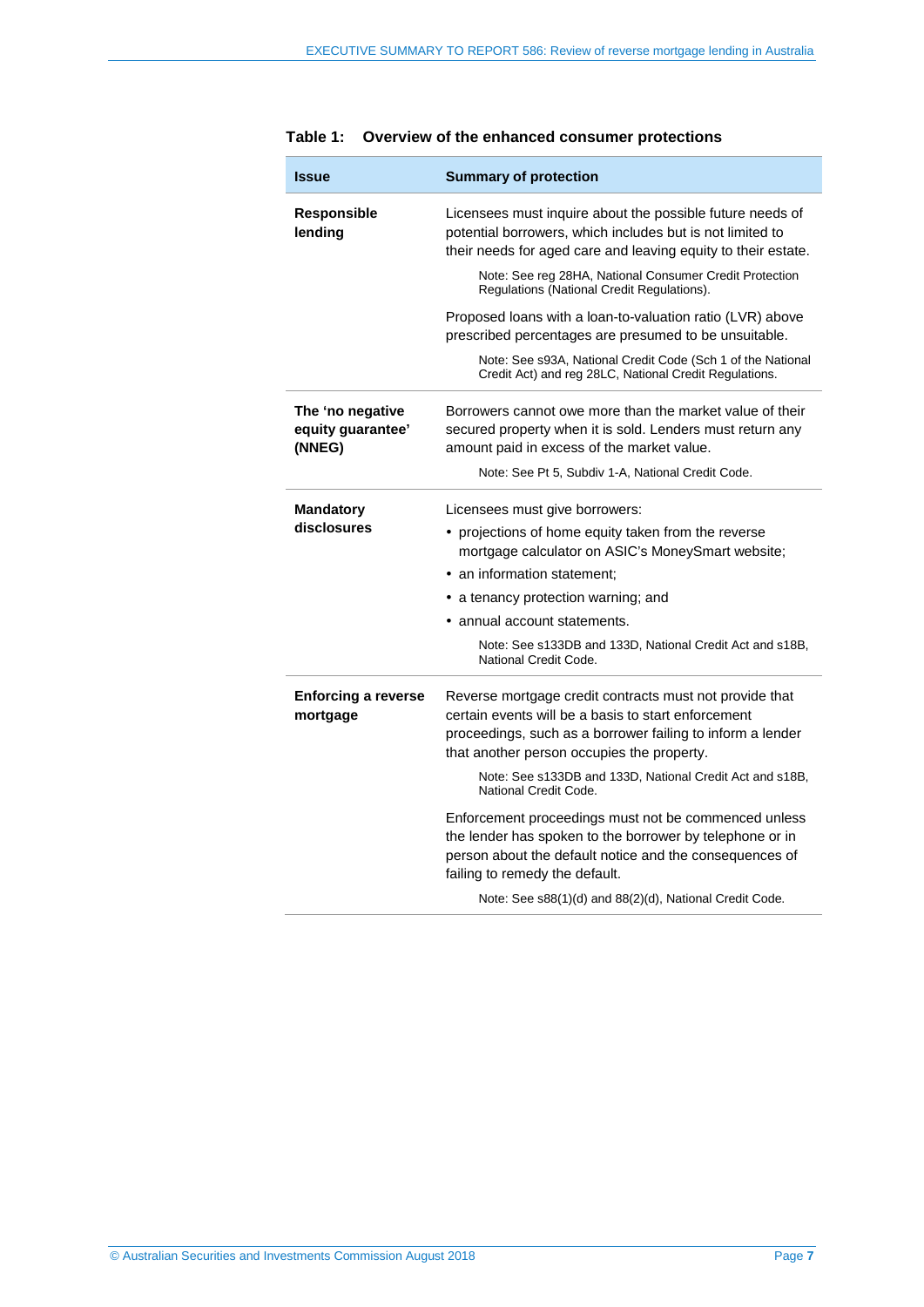**Table 1: Overview of the enhanced consumer protections**

| Issue | Summary of protection |
|---|---|
| **Responsible lending** | Licensees must inquire about the possible future needs of potential borrowers, which includes but is not limited to their needs for aged care and leaving equity to their estate.<br><br>Note: See reg 28HA, National Consumer Credit Protection Regulations (National Credit Regulations).<br><br>Proposed loans with a loan-to-valuation ratio (LVR) above prescribed percentages are presumed to be unsuitable.<br><br>Note: See s93A, National Credit Code (Sch 1 of the National Credit Act) and reg 28LC, National Credit Regulations. |
| **The 'no negative equity guarantee' (NNEG)** | Borrowers cannot owe more than the market value of their secured property when it is sold. Lenders must return any amount paid in excess of the market value.<br><br>Note: See Pt 5, Subdiv 1-A, National Credit Code. |
| **Mandatory disclosures** | Licensees must give borrowers:<br>• projections of home equity taken from the reverse mortgage calculator on ASIC's MoneySmart website;<br>• an information statement;<br>• a tenancy protection warning; and<br>• annual account statements.<br><br>Note: See s133DB and 133D, National Credit Act and s18B, National Credit Code. |
| **Enforcing a reverse mortgage** | Reverse mortgage credit contracts must not provide that certain events will be a basis to start enforcement proceedings, such as a borrower failing to inform a lender that another person occupies the property.<br><br>Note: See s133DB and 133D, National Credit Act and s18B, National Credit Code.<br><br>Enforcement proceedings must not be commenced unless the lender has spoken to the borrower by telephone or in person about the default notice and the consequences of failing to remedy the default.<br><br>Note: See s88(1)(d) and 88(2)(d), National Credit Code. |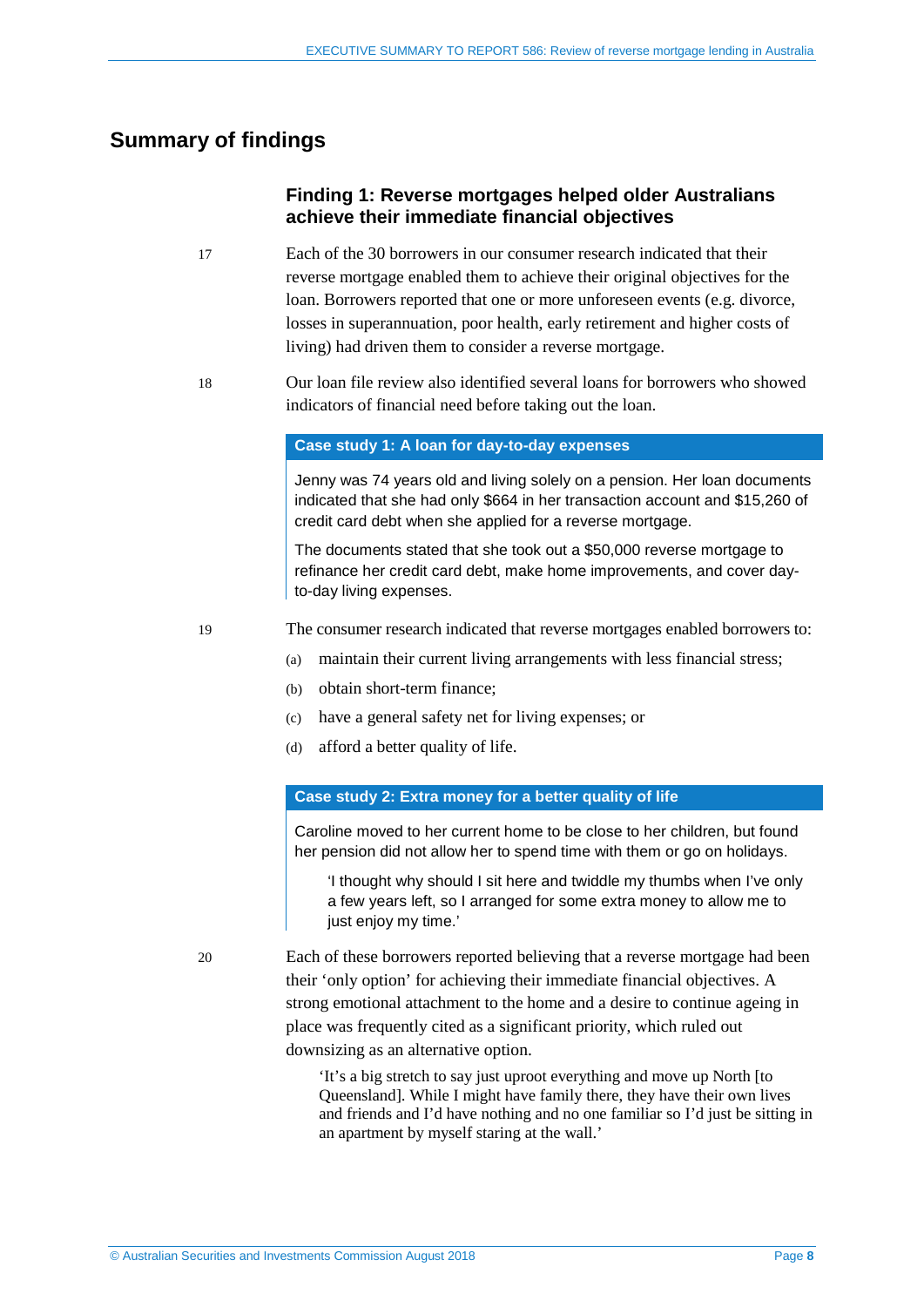## Summary of findings

### Finding 1: Reverse mortgages helped older Australians achieve their immediate financial objectives

17 Each of the 30 borrowers in our consumer research indicated that their reverse mortgage enabled them to achieve their original objectives for the loan. Borrowers reported that one or more unforeseen events (e.g. divorce, losses in superannuation, poor health, early retirement and higher costs of living) had driven them to consider a reverse mortgage.

18 Our loan file review also identified several loans for borrowers who showed indicators of financial need before taking out the loan.

**Case study 1: A loan for day-to-day expenses**

Jenny was 74 years old and living solely on a pension. Her loan documents indicated that she had only $664 in her transaction account and $15,260 of credit card debt when she applied for a reverse mortgage.

The documents stated that she took out a $50,000 reverse mortgage to refinance her credit card debt, make home improvements, and cover day-to-day living expenses.

19 The consumer research indicated that reverse mortgages enabled borrowers to:

(a) maintain their current living arrangements with less financial stress;

(b) obtain short-term finance;

(c) have a general safety net for living expenses; or

(d) afford a better quality of life.

**Case study 2: Extra money for a better quality of life**

Caroline moved to her current home to be close to her children, but found her pension did not allow her to spend time with them or go on holidays.

> 'I thought why should I sit here and twiddle my thumbs when I've only a few years left, so I arranged for some extra money to allow me to just enjoy my time.'

20 Each of these borrowers reported believing that a reverse mortgage had been their 'only option' for achieving their immediate financial objectives. A strong emotional attachment to the home and a desire to continue ageing in place was frequently cited as a significant priority, which ruled out downsizing as an alternative option.

> 'It's a big stretch to say just uproot everything and move up North [to Queensland]. While I might have family there, they have their own lives and friends and I'd have nothing and no one familiar so I'd just be sitting in an apartment by myself staring at the wall.'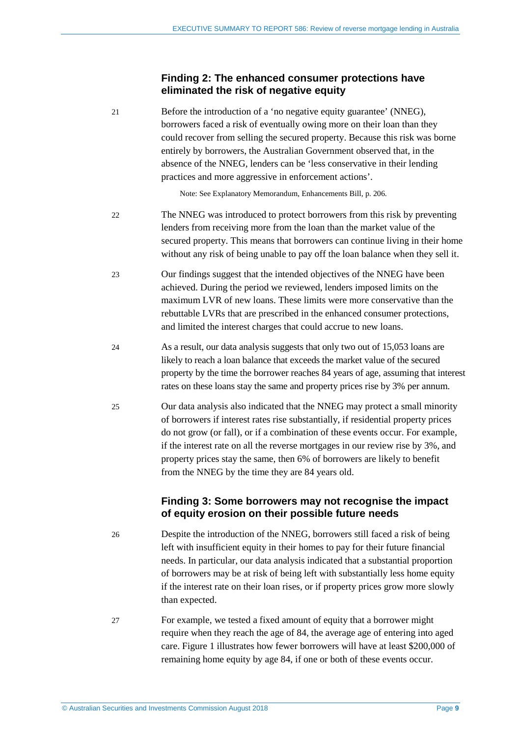### Finding 2: The enhanced consumer protections have eliminated the risk of negative equity

21 Before the introduction of a 'no negative equity guarantee' (NNEG), borrowers faced a risk of eventually owing more on their loan than they could recover from selling the secured property. Because this risk was borne entirely by borrowers, the Australian Government observed that, in the absence of the NNEG, lenders can be 'less conservative in their lending practices and more aggressive in enforcement actions'.

Note: See Explanatory Memorandum, Enhancements Bill, p. 206.

22 The NNEG was introduced to protect borrowers from this risk by preventing lenders from receiving more from the loan than the market value of the secured property. This means that borrowers can continue living in their home without any risk of being unable to pay off the loan balance when they sell it.

23 Our findings suggest that the intended objectives of the NNEG have been achieved. During the period we reviewed, lenders imposed limits on the maximum LVR of new loans. These limits were more conservative than the rebuttable LVRs that are prescribed in the enhanced consumer protections, and limited the interest charges that could accrue to new loans.

24 As a result, our data analysis suggests that only two out of 15,053 loans are likely to reach a loan balance that exceeds the market value of the secured property by the time the borrower reaches 84 years of age, assuming that interest rates on these loans stay the same and property prices rise by 3% per annum.

25 Our data analysis also indicated that the NNEG may protect a small minority of borrowers if interest rates rise substantially, if residential property prices do not grow (or fall), or if a combination of these events occur. For example, if the interest rate on all the reverse mortgages in our review rise by 3%, and property prices stay the same, then 6% of borrowers are likely to benefit from the NNEG by the time they are 84 years old.

### Finding 3: Some borrowers may not recognise the impact of equity erosion on their possible future needs

26 Despite the introduction of the NNEG, borrowers still faced a risk of being left with insufficient equity in their homes to pay for their future financial needs. In particular, our data analysis indicated that a substantial proportion of borrowers may be at risk of being left with substantially less home equity if the interest rate on their loan rises, or if property prices grow more slowly than expected.

27 For example, we tested a fixed amount of equity that a borrower might require when they reach the age of 84, the average age of entering into aged care. Figure 1 illustrates how fewer borrowers will have at least $200,000 of remaining home equity by age 84, if one or both of these events occur.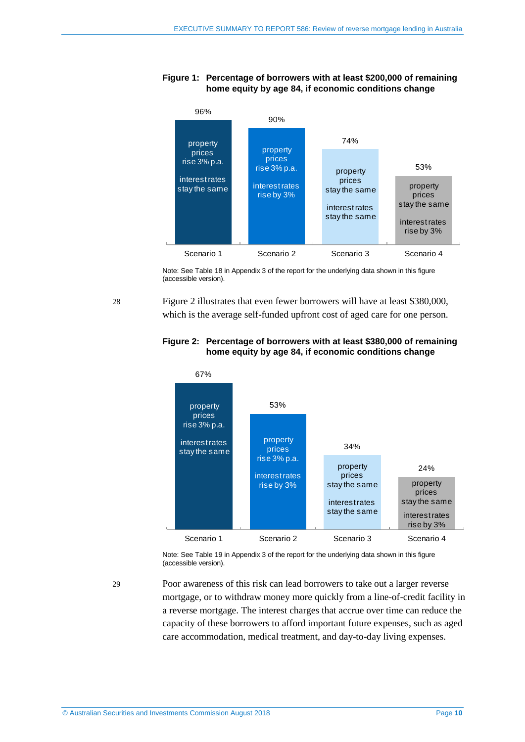**Figure 1: Percentage of borrowers with at least $200,000 of remaining home equity by age 84, if economic conditions change**

| Scenario | Conditions | Percentage |
|---|---|---|
| Scenario 1 | property prices rise 3% p.a.; interest rates stay the same | 96% |
| Scenario 2 | property prices rise 3% p.a.; interest rates rise by 3% | 90% |
| Scenario 3 | property prices stay the same; interest rates stay the same | 74% |
| Scenario 4 | property prices stay the same; interest rates rise by 3% | 53% |

Note: See Table 18 in Appendix 3 of the report for the underlying data shown in this figure (accessible version).

28 Figure 2 illustrates that even fewer borrowers will have at least $380,000, which is the average self-funded upfront cost of aged care for one person.

**Figure 2: Percentage of borrowers with at least $380,000 of remaining home equity by age 84, if economic conditions change**

| Scenario | Conditions | Percentage |
|---|---|---|
| Scenario 1 | property prices rise 3% p.a.; interest rates stay the same | 67% |
| Scenario 2 | property prices rise 3% p.a.; interest rates rise by 3% | 53% |
| Scenario 3 | property prices stay the same; interest rates stay the same | 34% |
| Scenario 4 | property prices stay the same; interest rates rise by 3% | 24% |

Note: See Table 19 in Appendix 3 of the report for the underlying data shown in this figure (accessible version).

29 Poor awareness of this risk can lead borrowers to take out a larger reverse mortgage, or to withdraw money more quickly from a line-of-credit facility in a reverse mortgage. The interest charges that accrue over time can reduce the capacity of these borrowers to afford important future expenses, such as aged care accommodation, medical treatment, and day-to-day living expenses.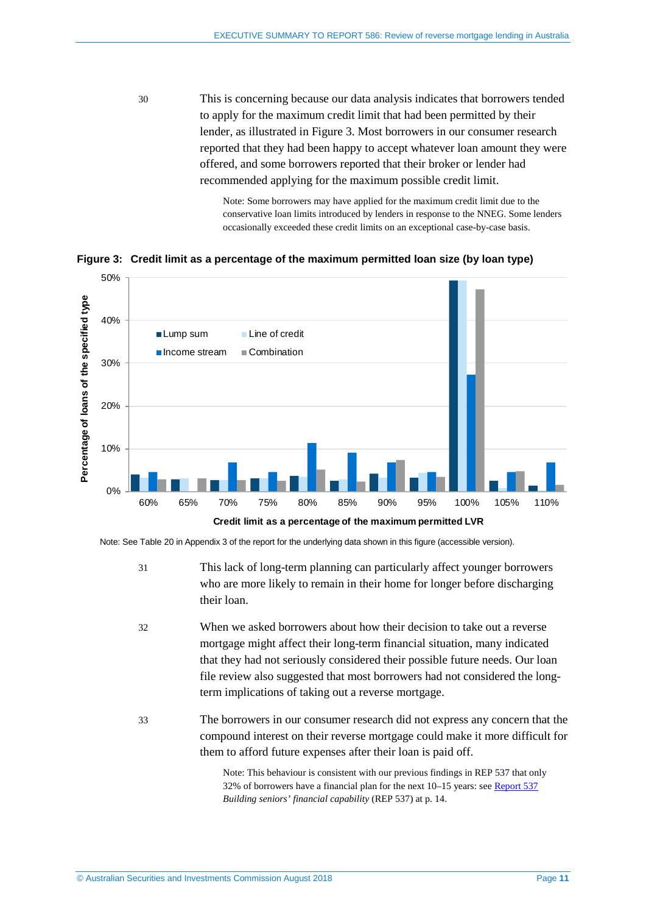30 This is concerning because our data analysis indicates that borrowers tended to apply for the maximum credit limit that had been permitted by their lender, as illustrated in Figure 3. Most borrowers in our consumer research reported that they had been happy to accept whatever loan amount they were offered, and some borrowers reported that their broker or lender had recommended applying for the maximum possible credit limit.

> Note: Some borrowers may have applied for the maximum credit limit due to the conservative loan limits introduced by lenders in response to the NNEG. Some lenders occasionally exceeded these credit limits on an exceptional case-by-case basis.

**Figure 3: Credit limit as a percentage of the maximum permitted loan size (by loan type)**

Note: See Table 20 in Appendix 3 of the report for the underlying data shown in this figure (accessible version).

31 This lack of long-term planning can particularly affect younger borrowers who are more likely to remain in their home for longer before discharging their loan.

32 When we asked borrowers about how their decision to take out a reverse mortgage might affect their long-term financial situation, many indicated that they had not seriously considered their possible future needs. Our loan file review also suggested that most borrowers had not considered the long-term implications of taking out a reverse mortgage.

33 The borrowers in our consumer research did not express any concern that the compound interest on their reverse mortgage could make it more difficult for them to afford future expenses after their loan is paid off.

> Note: This behaviour is consistent with our previous findings in REP 537 that only 32% of borrowers have a financial plan for the next 10–15 years: see Report 537 *Building seniors' financial capability* (REP 537) at p. 14.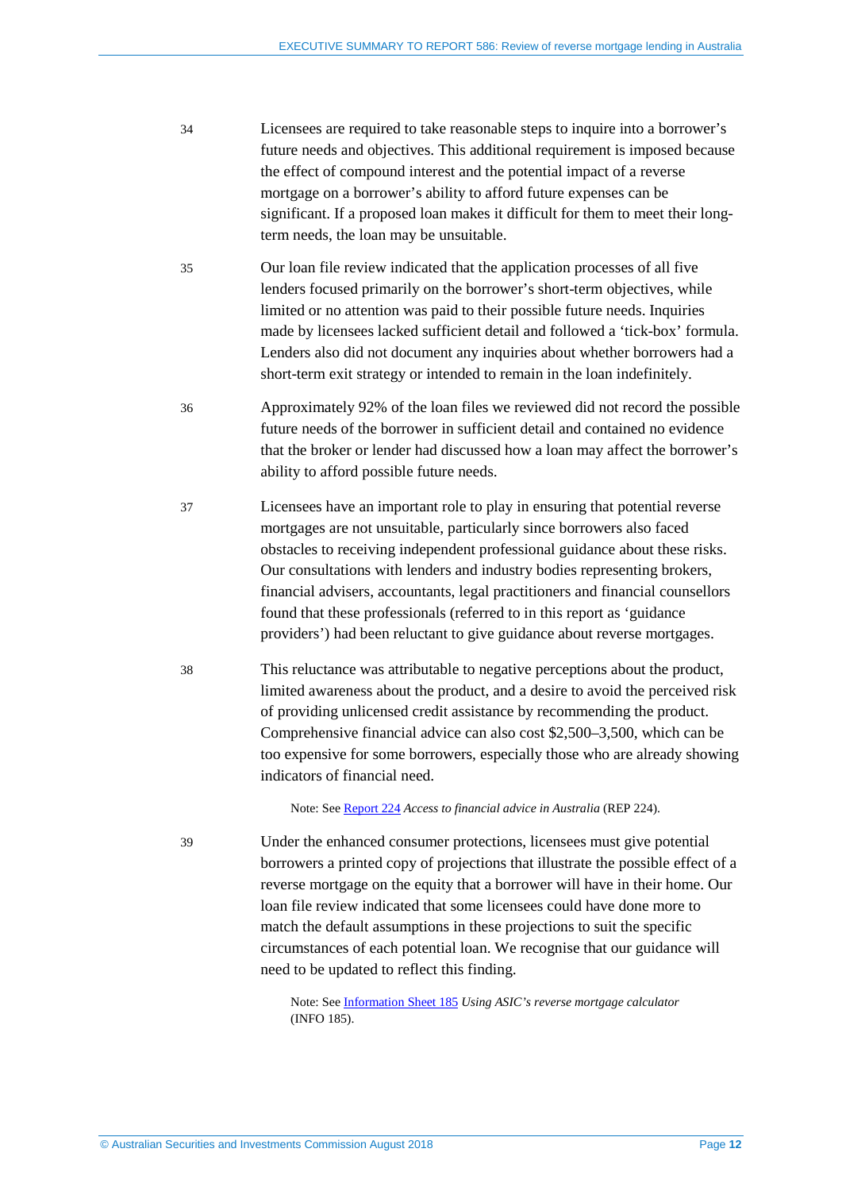34 Licensees are required to take reasonable steps to inquire into a borrower's future needs and objectives. This additional requirement is imposed because the effect of compound interest and the potential impact of a reverse mortgage on a borrower's ability to afford future expenses can be significant. If a proposed loan makes it difficult for them to meet their long-term needs, the loan may be unsuitable.

35 Our loan file review indicated that the application processes of all five lenders focused primarily on the borrower's short-term objectives, while limited or no attention was paid to their possible future needs. Inquiries made by licensees lacked sufficient detail and followed a 'tick-box' formula. Lenders also did not document any inquiries about whether borrowers had a short-term exit strategy or intended to remain in the loan indefinitely.

36 Approximately 92% of the loan files we reviewed did not record the possible future needs of the borrower in sufficient detail and contained no evidence that the broker or lender had discussed how a loan may affect the borrower's ability to afford possible future needs.

37 Licensees have an important role to play in ensuring that potential reverse mortgages are not unsuitable, particularly since borrowers also faced obstacles to receiving independent professional guidance about these risks. Our consultations with lenders and industry bodies representing brokers, financial advisers, accountants, legal practitioners and financial counsellors found that these professionals (referred to in this report as 'guidance providers') had been reluctant to give guidance about reverse mortgages.

38 This reluctance was attributable to negative perceptions about the product, limited awareness about the product, and a desire to avoid the perceived risk of providing unlicensed credit assistance by recommending the product. Comprehensive financial advice can also cost $2,500–3,500, which can be too expensive for some borrowers, especially those who are already showing indicators of financial need.

> Note: See Report 224 *Access to financial advice in Australia* (REP 224).

39 Under the enhanced consumer protections, licensees must give potential borrowers a printed copy of projections that illustrate the possible effect of a reverse mortgage on the equity that a borrower will have in their home. Our loan file review indicated that some licensees could have done more to match the default assumptions in these projections to suit the specific circumstances of each potential loan. We recognise that our guidance will need to be updated to reflect this finding.

> Note: See Information Sheet 185 *Using ASIC's reverse mortgage calculator* (INFO 185).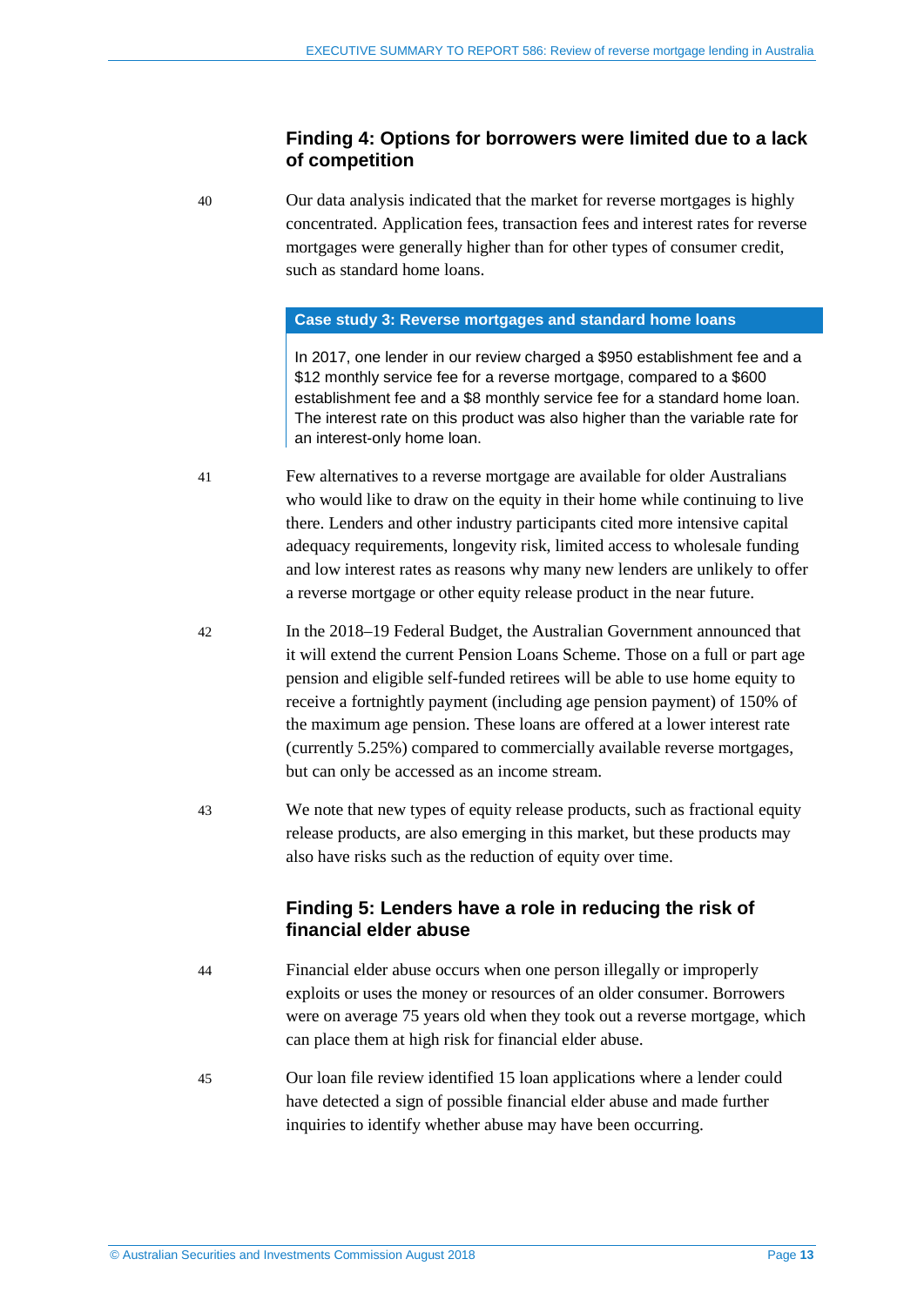## Finding 4: Options for borrowers were limited due to a lack of competition

40 Our data analysis indicated that the market for reverse mortgages is highly concentrated. Application fees, transaction fees and interest rates for reverse mortgages were generally higher than for other types of consumer credit, such as standard home loans.

> **Case study 3: Reverse mortgages and standard home loans**
>
> In 2017, one lender in our review charged a $950 establishment fee and a $12 monthly service fee for a reverse mortgage, compared to a $600 establishment fee and a $8 monthly service fee for a standard home loan. The interest rate on this product was also higher than the variable rate for an interest-only home loan.

41 Few alternatives to a reverse mortgage are available for older Australians who would like to draw on the equity in their home while continuing to live there. Lenders and other industry participants cited more intensive capital adequacy requirements, longevity risk, limited access to wholesale funding and low interest rates as reasons why many new lenders are unlikely to offer a reverse mortgage or other equity release product in the near future.

42 In the 2018–19 Federal Budget, the Australian Government announced that it will extend the current Pension Loans Scheme. Those on a full or part age pension and eligible self-funded retirees will be able to use home equity to receive a fortnightly payment (including age pension payment) of 150% of the maximum age pension. These loans are offered at a lower interest rate (currently 5.25%) compared to commercially available reverse mortgages, but can only be accessed as an income stream.

43 We note that new types of equity release products, such as fractional equity release products, are also emerging in this market, but these products may also have risks such as the reduction of equity over time.

## Finding 5: Lenders have a role in reducing the risk of financial elder abuse

44 Financial elder abuse occurs when one person illegally or improperly exploits or uses the money or resources of an older consumer. Borrowers were on average 75 years old when they took out a reverse mortgage, which can place them at high risk for financial elder abuse.

45 Our loan file review identified 15 loan applications where a lender could have detected a sign of possible financial elder abuse and made further inquiries to identify whether abuse may have been occurring.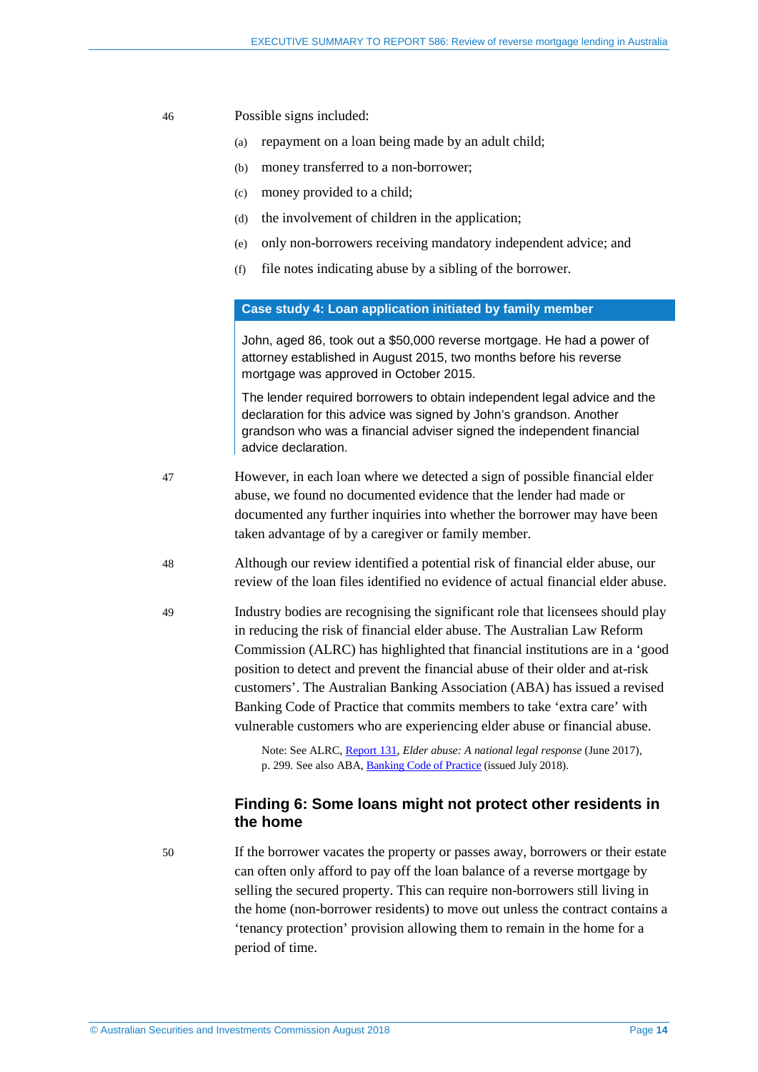46 Possible signs included:

(a) repayment on a loan being made by an adult child;

(b) money transferred to a non-borrower;

(c) money provided to a child;

(d) the involvement of children in the application;

(e) only non-borrowers receiving mandatory independent advice; and

(f) file notes indicating abuse by a sibling of the borrower.

> **Case study 4: Loan application initiated by family member**
>
> John, aged 86, took out a $50,000 reverse mortgage. He had a power of attorney established in August 2015, two months before his reverse mortgage was approved in October 2015.
>
> The lender required borrowers to obtain independent legal advice and the declaration for this advice was signed by John's grandson. Another grandson who was a financial adviser signed the independent financial advice declaration.

47 However, in each loan where we detected a sign of possible financial elder abuse, we found no documented evidence that the lender had made or documented any further inquiries into whether the borrower may have been taken advantage of by a caregiver or family member.

48 Although our review identified a potential risk of financial elder abuse, our review of the loan files identified no evidence of actual financial elder abuse.

49 Industry bodies are recognising the significant role that licensees should play in reducing the risk of financial elder abuse. The Australian Law Reform Commission (ALRC) has highlighted that financial institutions are in a 'good position to detect and prevent the financial abuse of their older and at-risk customers'. The Australian Banking Association (ABA) has issued a revised Banking Code of Practice that commits members to take 'extra care' with vulnerable customers who are experiencing elder abuse or financial abuse.

Note: See ALRC, Report 131, *Elder abuse: A national legal response* (June 2017), p. 299. See also ABA, Banking Code of Practice (issued July 2018).

## Finding 6: Some loans might not protect other residents in the home

50 If the borrower vacates the property or passes away, borrowers or their estate can often only afford to pay off the loan balance of a reverse mortgage by selling the secured property. This can require non-borrowers still living in the home (non-borrower residents) to move out unless the contract contains a 'tenancy protection' provision allowing them to remain in the home for a period of time.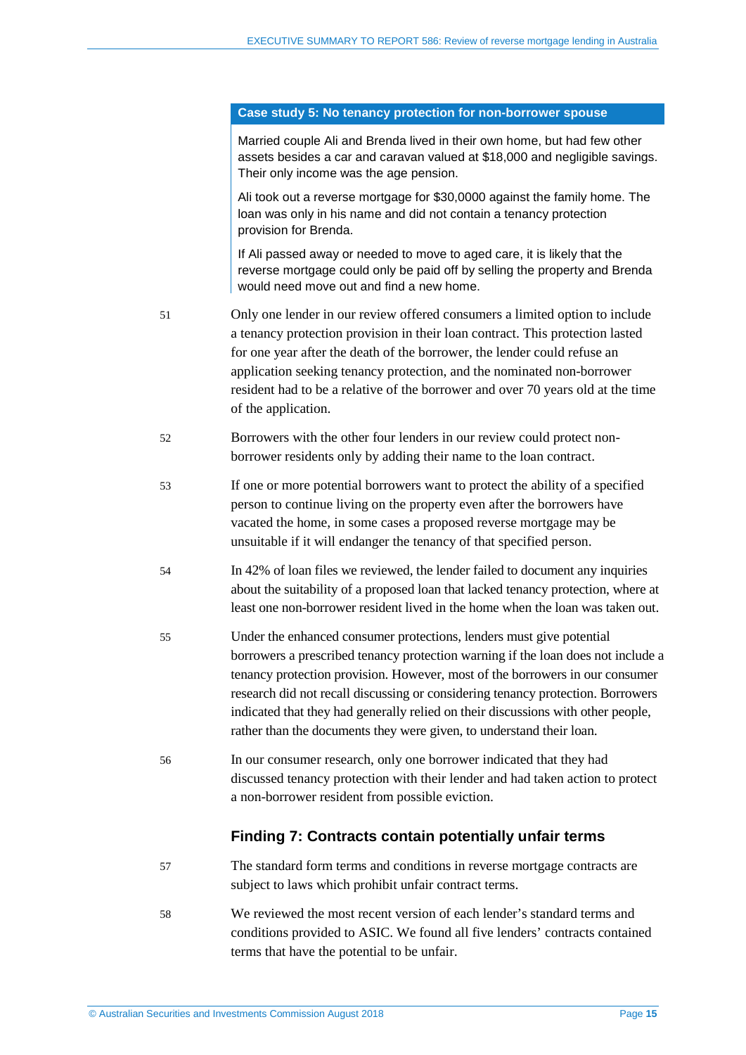**Case study 5: No tenancy protection for non-borrower spouse**

Married couple Ali and Brenda lived in their own home, but had few other assets besides a car and caravan valued at $18,000 and negligible savings. Their only income was the age pension.

Ali took out a reverse mortgage for $30,0000 against the family home. The loan was only in his name and did not contain a tenancy protection provision for Brenda.

If Ali passed away or needed to move to aged care, it is likely that the reverse mortgage could only be paid off by selling the property and Brenda would need move out and find a new home.

51 Only one lender in our review offered consumers a limited option to include a tenancy protection provision in their loan contract. This protection lasted for one year after the death of the borrower, the lender could refuse an application seeking tenancy protection, and the nominated non-borrower resident had to be a relative of the borrower and over 70 years old at the time of the application.

52 Borrowers with the other four lenders in our review could protect non-borrower residents only by adding their name to the loan contract.

53 If one or more potential borrowers want to protect the ability of a specified person to continue living on the property even after the borrowers have vacated the home, in some cases a proposed reverse mortgage may be unsuitable if it will endanger the tenancy of that specified person.

54 In 42% of loan files we reviewed, the lender failed to document any inquiries about the suitability of a proposed loan that lacked tenancy protection, where at least one non-borrower resident lived in the home when the loan was taken out.

55 Under the enhanced consumer protections, lenders must give potential borrowers a prescribed tenancy protection warning if the loan does not include a tenancy protection provision. However, most of the borrowers in our consumer research did not recall discussing or considering tenancy protection. Borrowers indicated that they had generally relied on their discussions with other people, rather than the documents they were given, to understand their loan.

56 In our consumer research, only one borrower indicated that they had discussed tenancy protection with their lender and had taken action to protect a non-borrower resident from possible eviction.

## Finding 7: Contracts contain potentially unfair terms

57 The standard form terms and conditions in reverse mortgage contracts are subject to laws which prohibit unfair contract terms.

58 We reviewed the most recent version of each lender's standard terms and conditions provided to ASIC. We found all five lenders' contracts contained terms that have the potential to be unfair.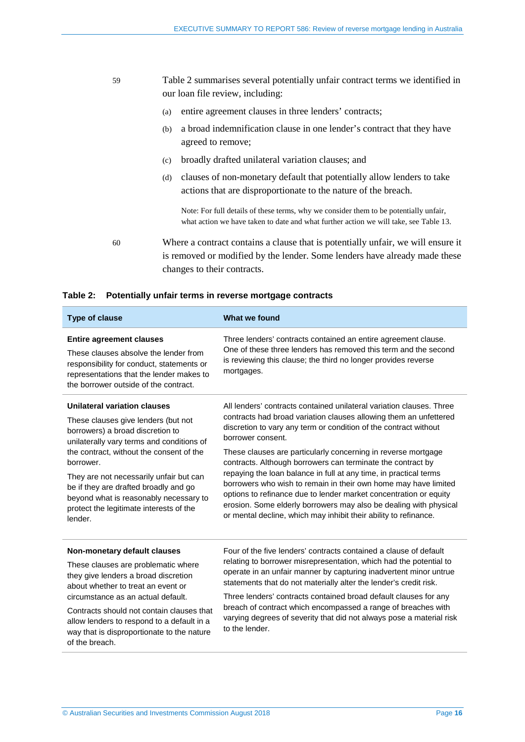59 Table 2 summarises several potentially unfair contract terms we identified in our loan file review, including:

(a) entire agreement clauses in three lenders' contracts;

(b) a broad indemnification clause in one lender's contract that they have agreed to remove;

(c) broadly drafted unilateral variation clauses; and

(d) clauses of non-monetary default that potentially allow lenders to take actions that are disproportionate to the nature of the breach.

Note: For full details of these terms, why we consider them to be potentially unfair, what action we have taken to date and what further action we will take, see Table 13.

60 Where a contract contains a clause that is potentially unfair, we will ensure it is removed or modified by the lender. Some lenders have already made these changes to their contracts.

**Table 2: Potentially unfair terms in reverse mortgage contracts**

| Type of clause | What we found |
|---|---|
| **Entire agreement clauses**<br>These clauses absolve the lender from responsibility for conduct, statements or representations that the lender makes to the borrower outside of the contract. | Three lenders' contracts contained an entire agreement clause. One of these three lenders has removed this term and the second is reviewing this clause; the third no longer provides reverse mortgages. |
| **Unilateral variation clauses**<br>These clauses give lenders (but not borrowers) a broad discretion to unilaterally vary terms and conditions of the contract, without the consent of the borrower.<br>They are not necessarily unfair but can be if they are drafted broadly and go beyond what is reasonably necessary to protect the legitimate interests of the lender. | All lenders' contracts contained unilateral variation clauses. Three contracts had broad variation clauses allowing them an unfettered discretion to vary any term or condition of the contract without borrower consent.<br>These clauses are particularly concerning in reverse mortgage contracts. Although borrowers can terminate the contract by repaying the loan balance in full at any time, in practical terms borrowers who wish to remain in their own home may have limited options to refinance due to lender market concentration or equity erosion. Some elderly borrowers may also be dealing with physical or mental decline, which may inhibit their ability to refinance. |
| **Non-monetary default clauses**<br>These clauses are problematic where they give lenders a broad discretion about whether to treat an event or circumstance as an actual default.<br>Contracts should not contain clauses that allow lenders to respond to a default in a way that is disproportionate to the nature of the breach. | Four of the five lenders' contracts contained a clause of default relating to borrower misrepresentation, which had the potential to operate in an unfair manner by capturing inadvertent minor untrue statements that do not materially alter the lender's credit risk.<br>Three lenders' contracts contained broad default clauses for any breach of contract which encompassed a range of breaches with varying degrees of severity that did not always pose a material risk to the lender. |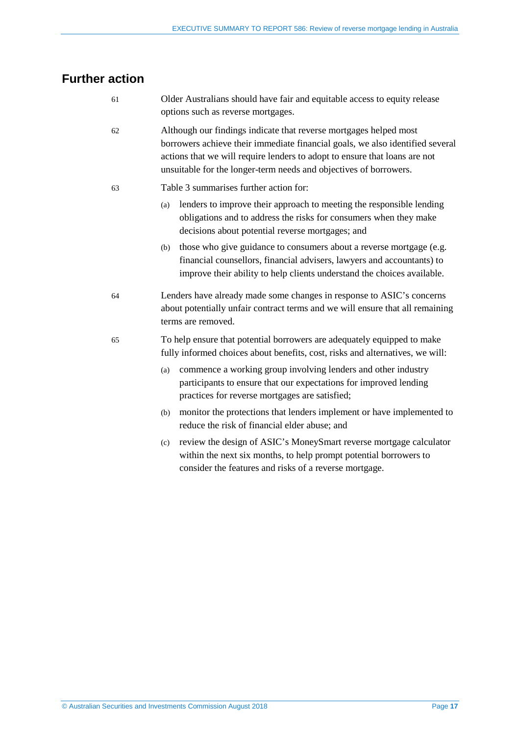## Further action

61 Older Australians should have fair and equitable access to equity release options such as reverse mortgages.

62 Although our findings indicate that reverse mortgages helped most borrowers achieve their immediate financial goals, we also identified several actions that we will require lenders to adopt to ensure that loans are not unsuitable for the longer-term needs and objectives of borrowers.

63 Table 3 summarises further action for:

(a) lenders to improve their approach to meeting the responsible lending obligations and to address the risks for consumers when they make decisions about potential reverse mortgages; and

(b) those who give guidance to consumers about a reverse mortgage (e.g. financial counsellors, financial advisers, lawyers and accountants) to improve their ability to help clients understand the choices available.

64 Lenders have already made some changes in response to ASIC's concerns about potentially unfair contract terms and we will ensure that all remaining terms are removed.

65 To help ensure that potential borrowers are adequately equipped to make fully informed choices about benefits, cost, risks and alternatives, we will:

(a) commence a working group involving lenders and other industry participants to ensure that our expectations for improved lending practices for reverse mortgages are satisfied;

(b) monitor the protections that lenders implement or have implemented to reduce the risk of financial elder abuse; and

(c) review the design of ASIC's MoneySmart reverse mortgage calculator within the next six months, to help prompt potential borrowers to consider the features and risks of a reverse mortgage.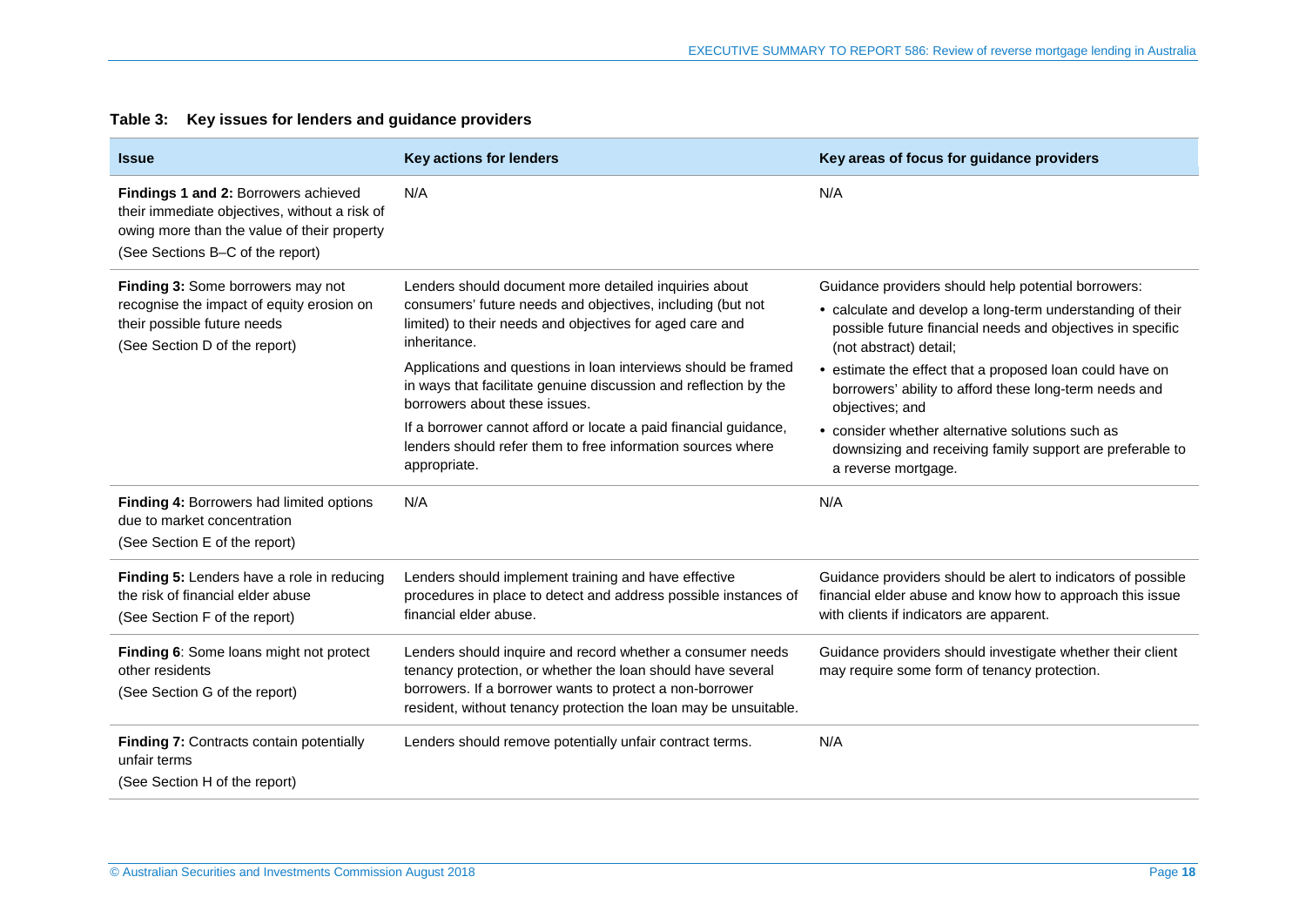**Table 3: Key issues for lenders and guidance providers**

| Issue | Key actions for lenders | Key areas of focus for guidance providers |
|---|---|---|
| **Findings 1 and 2:** Borrowers achieved their immediate objectives, without a risk of owing more than the value of their property<br>(See Sections B–C of the report) | N/A | N/A |
| **Finding 3:** Some borrowers may not recognise the impact of equity erosion on their possible future needs<br>(See Section D of the report) | Lenders should document more detailed inquiries about consumers' future needs and objectives, including (but not limited) to their needs and objectives for aged care and inheritance.<br>Applications and questions in loan interviews should be framed in ways that facilitate genuine discussion and reflection by the borrowers about these issues.<br>If a borrower cannot afford or locate a paid financial guidance, lenders should refer them to free information sources where appropriate. | Guidance providers should help potential borrowers:<br>• calculate and develop a long-term understanding of their possible future financial needs and objectives in specific (not abstract) detail;<br>• estimate the effect that a proposed loan could have on borrowers' ability to afford these long-term needs and objectives; and<br>• consider whether alternative solutions such as downsizing and receiving family support are preferable to a reverse mortgage. |
| **Finding 4:** Borrowers had limited options due to market concentration<br>(See Section E of the report) | N/A | N/A |
| **Finding 5:** Lenders have a role in reducing the risk of financial elder abuse<br>(See Section F of the report) | Lenders should implement training and have effective procedures in place to detect and address possible instances of financial elder abuse. | Guidance providers should be alert to indicators of possible financial elder abuse and know how to approach this issue with clients if indicators are apparent. |
| **Finding 6**: Some loans might not protect other residents<br>(See Section G of the report) | Lenders should inquire and record whether a consumer needs tenancy protection, or whether the loan should have several borrowers. If a borrower wants to protect a non-borrower resident, without tenancy protection the loan may be unsuitable. | Guidance providers should investigate whether their client may require some form of tenancy protection. |
| **Finding 7:** Contracts contain potentially unfair terms<br>(See Section H of the report) | Lenders should remove potentially unfair contract terms. | N/A |